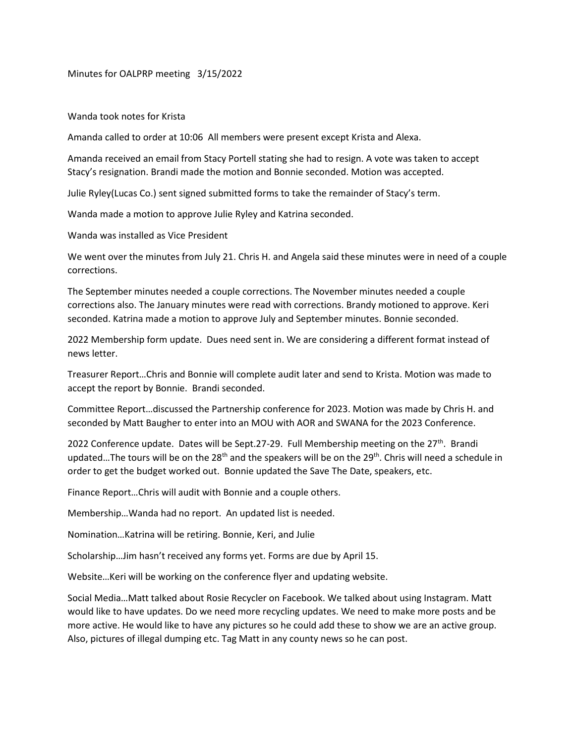Minutes for OALPRP meeting 3/15/2022

Wanda took notes for Krista

Amanda called to order at 10:06 All members were present except Krista and Alexa.

Amanda received an email from Stacy Portell stating she had to resign. A vote was taken to accept Stacy's resignation. Brandi made the motion and Bonnie seconded. Motion was accepted.

Julie Ryley(Lucas Co.) sent signed submitted forms to take the remainder of Stacy's term.

Wanda made a motion to approve Julie Ryley and Katrina seconded.

Wanda was installed as Vice President

We went over the minutes from July 21. Chris H. and Angela said these minutes were in need of a couple corrections.

The September minutes needed a couple corrections. The November minutes needed a couple corrections also. The January minutes were read with corrections. Brandy motioned to approve. Keri seconded. Katrina made a motion to approve July and September minutes. Bonnie seconded.

2022 Membership form update. Dues need sent in. We are considering a different format instead of news letter.

Treasurer Report…Chris and Bonnie will complete audit later and send to Krista. Motion was made to accept the report by Bonnie. Brandi seconded.

Committee Report…discussed the Partnership conference for 2023. Motion was made by Chris H. and seconded by Matt Baugher to enter into an MOU with AOR and SWANA for the 2023 Conference.

2022 Conference update. Dates will be Sept.27-29. Full Membership meeting on the 27th. Brandi updated…The tours will be on the 28th and the speakers will be on the 29th. Chris will need a schedule in order to get the budget worked out. Bonnie updated the Save The Date, speakers, etc.

Finance Report…Chris will audit with Bonnie and a couple others.

Membership…Wanda had no report. An updated list is needed.

Nomination…Katrina will be retiring. Bonnie, Keri, and Julie

Scholarship…Jim hasn't received any forms yet. Forms are due by April 15.

Website…Keri will be working on the conference flyer and updating website.

Social Media…Matt talked about Rosie Recycler on Facebook. We talked about using Instagram. Matt would like to have updates. Do we need more recycling updates. We need to make more posts and be more active. He would like to have any pictures so he could add these to show we are an active group. Also, pictures of illegal dumping etc. Tag Matt in any county news so he can post.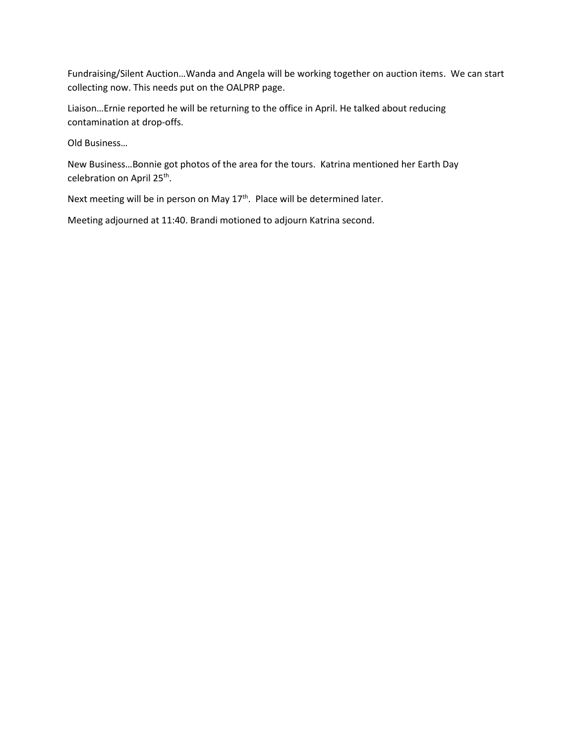Fundraising/Silent Auction…Wanda and Angela will be working together on auction items. We can start collecting now. This needs put on the OALPRP page.

Liaison…Ernie reported he will be returning to the office in April. He talked about reducing contamination at drop-offs.

Old Business…

New Business…Bonnie got photos of the area for the tours. Katrina mentioned her Earth Day celebration on April 25th.

Next meeting will be in person on May 17th. Place will be determined later.

Meeting adjourned at 11:40. Brandi motioned to adjourn Katrina second.